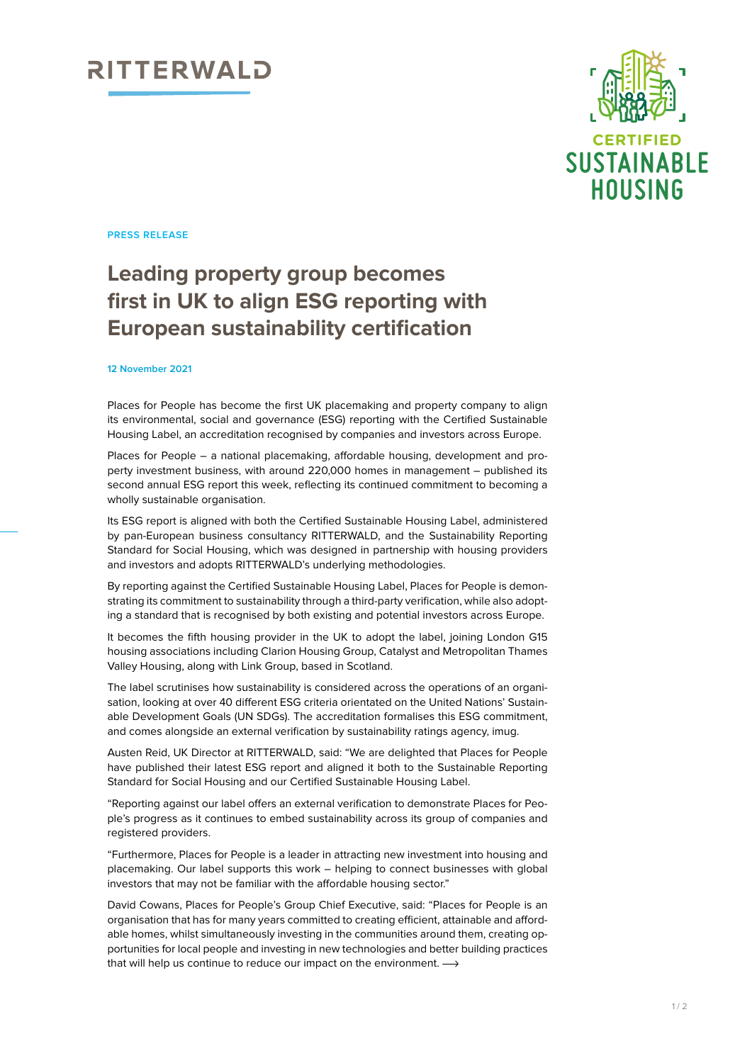RITTERWALD

CERTIFIED SUSTAINABLE HOUSING

**PRESS RELEASE**

# Leading property group becomes first in UK to align ESG reporting with European sustainability certification

**12 November 2021**

Places for People has become the first UK placemaking and property company to align its environmental, social and governance (ESG) reporting with the Certified Sustainable Housing Label, an accreditation recognised by companies and investors across Europe.

Places for People – a national placemaking, affordable housing, development and property investment business, with around 220,000 homes in management – published its second annual ESG report this week, reflecting its continued commitment to becoming a wholly sustainable organisation.

Its ESG report is aligned with both the Certified Sustainable Housing Label, administered by pan-European business consultancy RITTERWALD, and the Sustainability Reporting Standard for Social Housing, which was designed in partnership with housing providers and investors and adopts RITTERWALD's underlying methodologies.

By reporting against the Certified Sustainable Housing Label, Places for People is demonstrating its commitment to sustainability through a third-party verification, while also adopting a standard that is recognised by both existing and potential investors across Europe.

It becomes the fifth housing provider in the UK to adopt the label, joining London G15 housing associations including Clarion Housing Group, Catalyst and Metropolitan Thames Valley Housing, along with Link Group, based in Scotland.

The label scrutinises how sustainability is considered across the operations of an organisation, looking at over 40 different ESG criteria orientated on the United Nations' Sustainable Development Goals (UN SDGs). The accreditation formalises this ESG commitment, and comes alongside an external verification by sustainability ratings agency, imug.

Austen Reid, UK Director at RITTERWALD, said: "We are delighted that Places for People have published their latest ESG report and aligned it both to the Sustainable Reporting Standard for Social Housing and our Certified Sustainable Housing Label.

"Reporting against our label offers an external verification to demonstrate Places for People's progress as it continues to embed sustainability across its group of companies and registered providers.

"Furthermore, Places for People is a leader in attracting new investment into housing and placemaking. Our label supports this work – helping to connect businesses with global investors that may not be familiar with the affordable housing sector."

David Cowans, Places for People's Group Chief Executive, said: "Places for People is an organisation that has for many years committed to creating efficient, attainable and affordable homes, whilst simultaneously investing in the communities around them, creating opportunities for local people and investing in new technologies and better building practices that will help us continue to reduce our impact on the environment.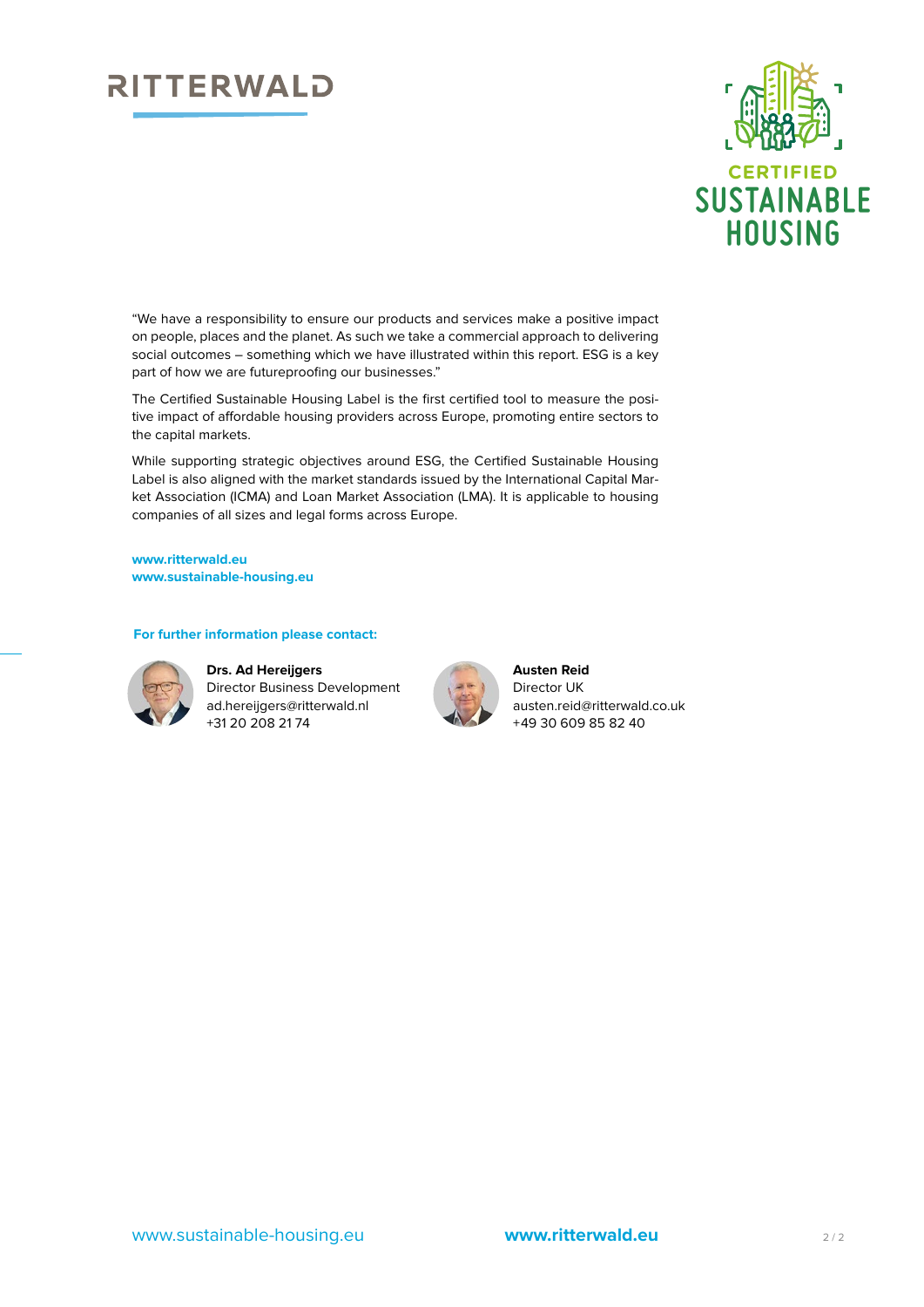"We have a responsibility to ensure our products and services make a positive impact on people, places and the planet. As such we take a commercial approach to delivering social outcomes – something which we have illustrated within this report. ESG is a key part of how we are futureproofing our businesses."

The Certified Sustainable Housing Label is the first certified tool to measure the positive impact of affordable housing providers across Europe, promoting entire sectors to the capital markets.

While supporting strategic objectives around ESG, the Certified Sustainable Housing Label is also aligned with the market standards issued by the International Capital Market Association (ICMA) and Loan Market Association (LMA). It is applicable to housing companies of all sizes and legal forms across Europe.

**www.ritterwald.eu**
**www.sustainable-housing.eu**

**For further information please contact:**

**Drs. Ad Hereijgers**
Director Business Development
ad.hereijgers@ritterwald.nl
+31 20 208 21 74

**Austen Reid**
Director UK
austen.reid@ritterwald.co.uk
+49 30 609 85 82 40